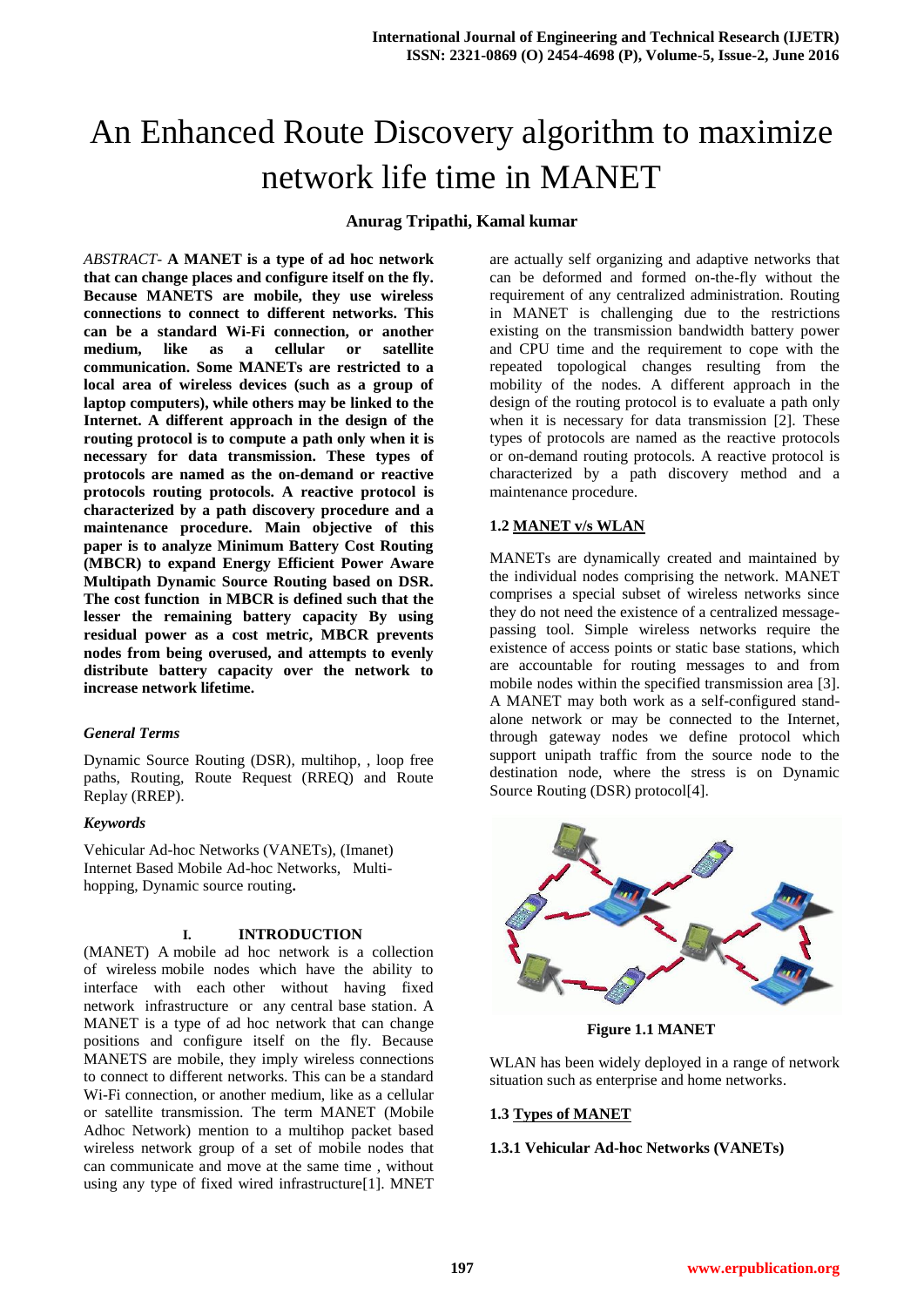# An Enhanced Route Discovery algorithm to maximize network life time in MANET

**Anurag Tripathi, Kamal kumar**

*ABSTRACT-* **A MANET is a type of ad hoc network that can change places and configure itself on the fly. Because MANETS are mobile, they use wireless connections to connect to different networks. This can be a standard Wi-Fi connection, or another medium, like as a cellular or satellite communication. Some MANETs are restricted to a local area of wireless devices (such as a group of laptop computers), while others may be linked to the Internet. A different approach in the design of the routing protocol is to compute a path only when it is necessary for data transmission. These types of protocols are named as the on-demand or reactive protocols routing protocols. A reactive protocol is characterized by a path discovery procedure and a maintenance procedure. Main objective of this paper is to analyze Minimum Battery Cost Routing (MBCR) to expand Energy Efficient Power Aware Multipath Dynamic Source Routing based on DSR. The cost function in MBCR is defined such that the lesser the remaining battery capacity By using residual power as a cost metric, MBCR prevents nodes from being overused, and attempts to evenly distribute battery capacity over the network to increase network lifetime.**

### *General Terms*

Dynamic Source Routing (DSR), multihop, , loop free paths, Routing, Route Request (RREQ) and Route Replay (RREP).

### *Keywords*

Vehicular Ad-hoc Networks (VANETs), (Imanet) Internet Based Mobile Ad-hoc Networks, Multi-hopping, Dynamic source routing**.**

## I. INTRODUCTION

(MANET) A mobile ad hoc network is a collection of wireless mobile nodes which have the ability to interface with each other without having fixed network infrastructure or any central base station. A MANET is a type of ad hoc network that can change positions and configure itself on the fly. Because MANETS are mobile, they imply wireless connections to connect to different networks. This can be a standard Wi-Fi connection, or another medium, like as a cellular or satellite transmission. The term MANET (Mobile Adhoc Network) mention to a multihop packet based wireless network group of a set of mobile nodes that can communicate and move at the same time , without using any type of fixed wired infrastructure[1]. MNET are actually self organizing and adaptive networks that can be deformed and formed on-the-fly without the requirement of any centralized administration. Routing in MANET is challenging due to the restrictions existing on the transmission bandwidth battery power and CPU time and the requirement to cope with the repeated topological changes resulting from the mobility of the nodes. A different approach in the design of the routing protocol is to evaluate a path only when it is necessary for data transmission [2]. These types of protocols are named as the reactive protocols or on-demand routing protocols. A reactive protocol is characterized by a path discovery method and a maintenance procedure.

### 1.2 MANET v/s WLAN

MANETs are dynamically created and maintained by the individual nodes comprising the network. MANET comprises a special subset of wireless networks since they do not need the existence of a centralized message-passing tool. Simple wireless networks require the existence of access points or static base stations, which are accountable for routing messages to and from mobile nodes within the specified transmission area [3]. A MANET may both work as a self-configured stand-alone network or may be connected to the Internet, through gateway nodes we define protocol which support unipath traffic from the source node to the destination node, where the stress is on Dynamic Source Routing (DSR) protocol[4].

**Figure 1.1 MANET**

WLAN has been widely deployed in a range of network situation such as enterprise and home networks.

### 1.3 Types of MANET

#### 1.3.1 Vehicular Ad-hoc Networks (VANETs)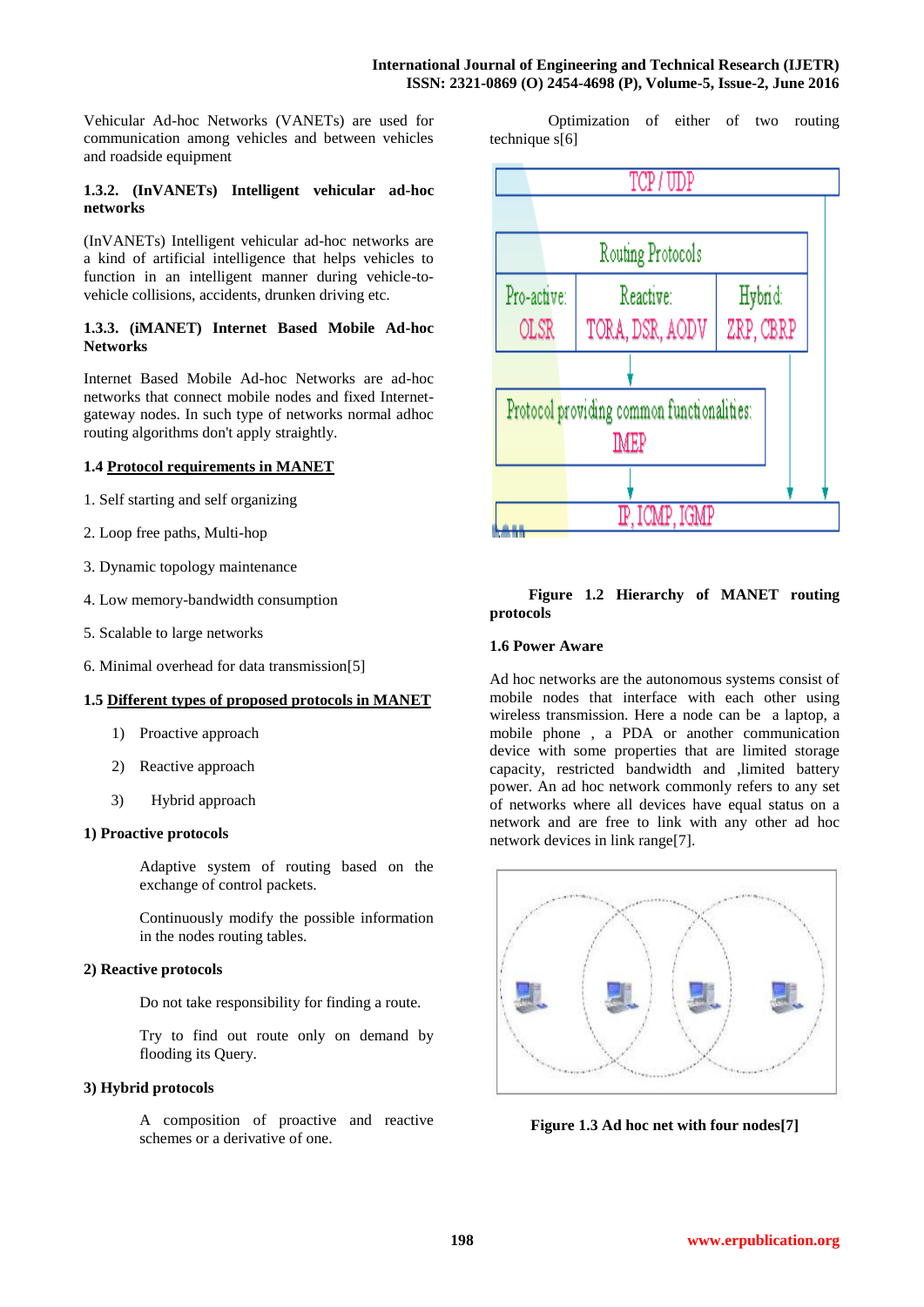Vehicular Ad-hoc Networks (VANETs) are used for communication among vehicles and between vehicles and roadside equipment

#### 1.3.2. (InVANETs) Intelligent vehicular ad-hoc networks

(InVANETs) Intelligent vehicular ad-hoc networks are a kind of artificial intelligence that helps vehicles to function in an intelligent manner during vehicle-to-vehicle collisions, accidents, drunken driving etc.

#### 1.3.3. (iMANET) Internet Based Mobile Ad-hoc Networks

Internet Based Mobile Ad-hoc Networks are ad-hoc networks that connect mobile nodes and fixed Internet-gateway nodes. In such type of networks normal adhoc routing algorithms don't apply straightly.

### 1.4 Protocol requirements in MANET

1. Self starting and self organizing
2. Loop free paths, Multi-hop
3. Dynamic topology maintenance
4. Low memory-bandwidth consumption
5. Scalable to large networks
6. Minimal overhead for data transmission[5]

### 1.5 Different types of proposed protocols in MANET

1) Proactive approach
2) Reactive approach
3) Hybrid approach

**1) Proactive protocols**

Adaptive system of routing based on the exchange of control packets.

Continuously modify the possible information in the nodes routing tables.

**2) Reactive protocols**

Do not take responsibility for finding a route.

Try to find out route only on demand by flooding its Query.

**3) Hybrid protocols**

A composition of proactive and reactive schemes or a derivative of one.

Optimization of either of two routing technique s[6]

TCP / UDP

Routing Protocols

Pro-active: OLSR | Reactive: TORA, DSR, AODV | Hybrid: ZRP, CBRP

Protocol providing common functionalities: IMEP

IP, ICMP, IGMP

**Figure 1.2 Hierarchy of MANET routing protocols**

### 1.6 Power Aware

Ad hoc networks are the autonomous systems consist of mobile nodes that interface with each other using wireless transmission. Here a node can be a laptop, a mobile phone , a PDA or another communication device with some properties that are limited storage capacity, restricted bandwidth and ,limited battery power. An ad hoc network commonly refers to any set of networks where all devices have equal status on a network and are free to link with any other ad hoc network devices in link range[7].

**Figure 1.3 Ad hoc net with four nodes[7]**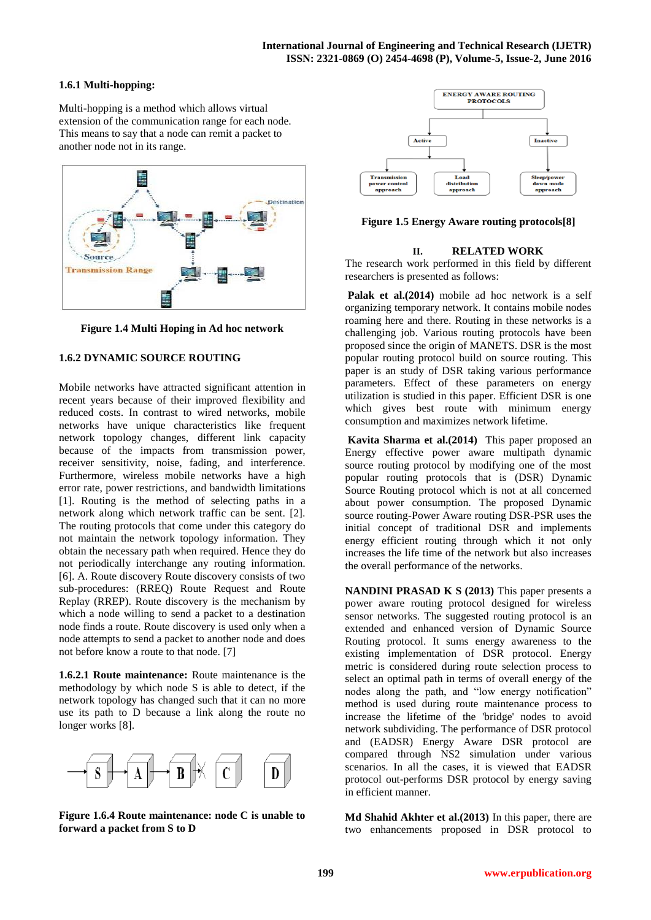### 1.6.1 Multi-hopping:

Multi-hopping is a method which allows virtual extension of the communication range for each node. This means to say that a node can remit a packet to another node not in its range.

**Figure 1.4 Multi Hoping in Ad hoc network**

### 1.6.2 DYNAMIC SOURCE ROUTING

Mobile networks have attracted significant attention in recent years because of their improved flexibility and reduced costs. In contrast to wired networks, mobile networks have unique characteristics like frequent network topology changes, different link capacity because of the impacts from transmission power, receiver sensitivity, noise, fading, and interference. Furthermore, wireless mobile networks have a high error rate, power restrictions, and bandwidth limitations [1]. Routing is the method of selecting paths in a network along which network traffic can be sent. [2]. The routing protocols that come under this category do not maintain the network topology information. They obtain the necessary path when required. Hence they do not periodically interchange any routing information. [6]. A. Route discovery Route discovery consists of two sub-procedures: (RREQ) Route Request and Route Replay (RREP). Route discovery is the mechanism by which a node willing to send a packet to a destination node finds a route. Route discovery is used only when a node attempts to send a packet to another node and does not before know a route to that node. [7]

**1.6.2.1 Route maintenance:** Route maintenance is the methodology by which node S is able to detect, if the network topology has changed such that it can no more use its path to D because a link along the route no longer works [8].

**Figure 1.6.4 Route maintenance: node C is unable to forward a packet from S to D**

**Figure 1.5 Energy Aware routing protocols[8]**

## II. RELATED WORK

The research work performed in this field by different researchers is presented as follows:

**Palak et al.(2014)** mobile ad hoc network is a self organizing temporary network. It contains mobile nodes roaming here and there. Routing in these networks is a challenging job. Various routing protocols have been proposed since the origin of MANETS. DSR is the most popular routing protocol build on source routing. This paper is an study of DSR taking various performance parameters. Effect of these parameters on energy utilization is studied in this paper. Efficient DSR is one which gives best route with minimum energy consumption and maximizes network lifetime.

**Kavita Sharma et al.(2014)** This paper proposed an Energy effective power aware multipath dynamic source routing protocol by modifying one of the most popular routing protocols that is (DSR) Dynamic Source Routing protocol which is not at all concerned about power consumption. The proposed Dynamic source routing-Power Aware routing DSR-PSR uses the initial concept of traditional DSR and implements energy efficient routing through which it not only increases the life time of the network but also increases the overall performance of the networks.

**NANDINI PRASAD K S (2013)** This paper presents a power aware routing protocol designed for wireless sensor networks. The suggested routing protocol is an extended and enhanced version of Dynamic Source Routing protocol. It sums energy awareness to the existing implementation of DSR protocol. Energy metric is considered during route selection process to select an optimal path in terms of overall energy of the nodes along the path, and “low energy notification” method is used during route maintenance process to increase the lifetime of the 'bridge' nodes to avoid network subdividing. The performance of DSR protocol and (EADSR) Energy Aware DSR protocol are compared through NS2 simulation under various scenarios. In all the cases, it is viewed that EADSR protocol out-performs DSR protocol by energy saving in efficient manner.

**Md Shahid Akhter et al.(2013)** In this paper, there are two enhancements proposed in DSR protocol to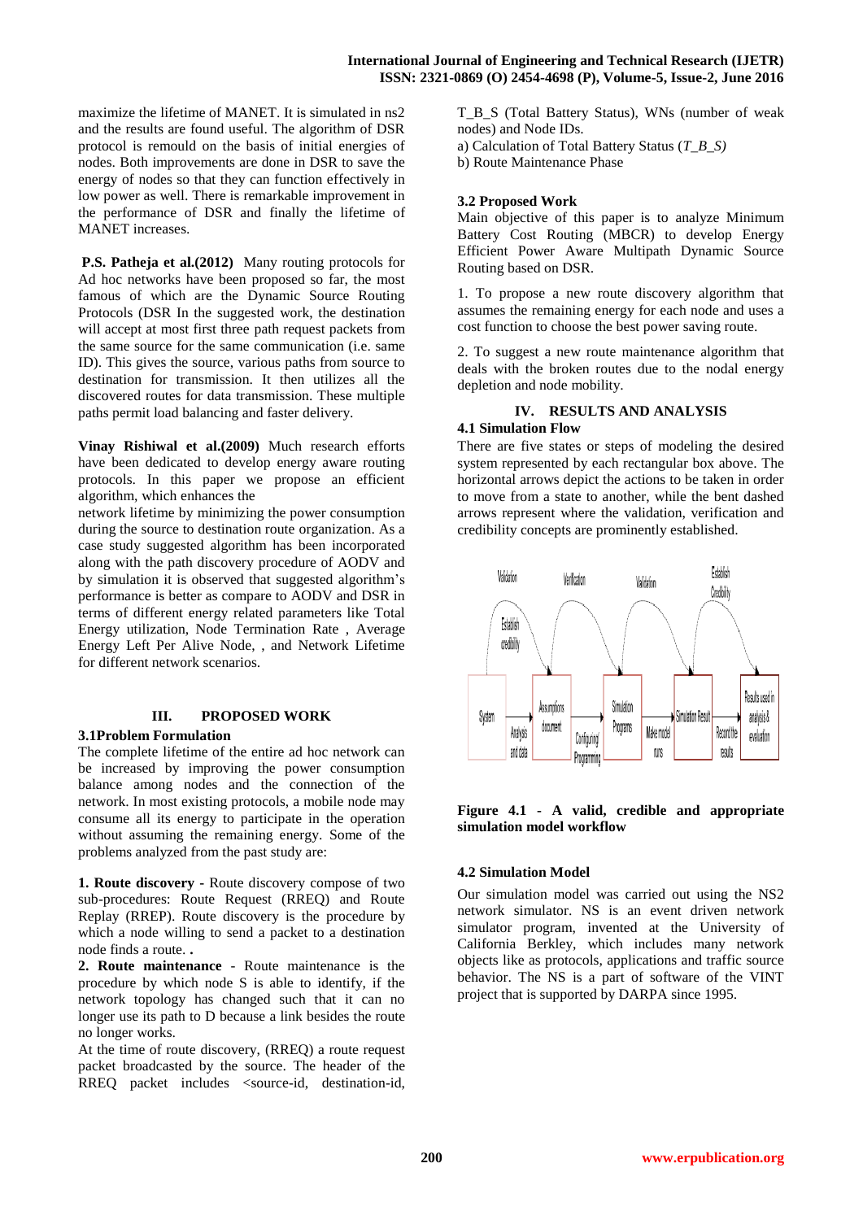maximize the lifetime of MANET. It is simulated in ns2 and the results are found useful. The algorithm of DSR protocol is remould on the basis of initial energies of nodes. Both improvements are done in DSR to save the energy of nodes so that they can function effectively in low power as well. There is remarkable improvement in the performance of DSR and finally the lifetime of MANET increases.

**P.S. Patheja et al.(2012)** Many routing protocols for Ad hoc networks have been proposed so far, the most famous of which are the Dynamic Source Routing Protocols (DSR In the suggested work, the destination will accept at most first three path request packets from the same source for the same communication (i.e. same ID). This gives the source, various paths from source to destination for transmission. It then utilizes all the discovered routes for data transmission. These multiple paths permit load balancing and faster delivery.

**Vinay Rishiwal et al.(2009)** Much research efforts have been dedicated to develop energy aware routing protocols. In this paper we propose an efficient algorithm, which enhances the network lifetime by minimizing the power consumption during the source to destination route organization. As a case study suggested algorithm has been incorporated along with the path discovery procedure of AODV and by simulation it is observed that suggested algorithm's performance is better as compare to AODV and DSR in terms of different energy related parameters like Total Energy utilization, Node Termination Rate , Average Energy Left Per Alive Node, , and Network Lifetime for different network scenarios.

## III. PROPOSED WORK

### 3.1Problem Formulation

The complete lifetime of the entire ad hoc network can be increased by improving the power consumption balance among nodes and the connection of the network. In most existing protocols, a mobile node may consume all its energy to participate in the operation without assuming the remaining energy. Some of the problems analyzed from the past study are:

**1. Route discovery** - Route discovery compose of two sub-procedures: Route Request (RREQ) and Route Replay (RREP). Route discovery is the procedure by which a node willing to send a packet to a destination node finds a route. **.**

**2. Route maintenance** - Route maintenance is the procedure by which node S is able to identify, if the network topology has changed such that it can no longer use its path to D because a link besides the route no longer works.

At the time of route discovery, (RREQ) a route request packet broadcasted by the source. The header of the RREQ packet includes <source-id, destination-id, T_B_S (Total Battery Status), WNs (number of weak nodes) and Node IDs.

a) Calculation of Total Battery Status (*T_B_S)*

b) Route Maintenance Phase

### 3.2 Proposed Work

Main objective of this paper is to analyze Minimum Battery Cost Routing (MBCR) to develop Energy Efficient Power Aware Multipath Dynamic Source Routing based on DSR.

1. To propose a new route discovery algorithm that assumes the remaining energy for each node and uses a cost function to choose the best power saving route.

2. To suggest a new route maintenance algorithm that deals with the broken routes due to the nodal energy depletion and node mobility.

## IV. RESULTS AND ANALYSIS

### 4.1 Simulation Flow

There are five states or steps of modeling the desired system represented by each rectangular box above. The horizontal arrows depict the actions to be taken in order to move from a state to another, while the bent dashed arrows represent where the validation, verification and credibility concepts are prominently established.

**Figure 4.1 - A valid, credible and appropriate simulation model workflow**

### 4.2 Simulation Model

Our simulation model was carried out using the NS2 network simulator. NS is an event driven network simulator program, invented at the University of California Berkley, which includes many network objects like as protocols, applications and traffic source behavior. The NS is a part of software of the VINT project that is supported by DARPA since 1995.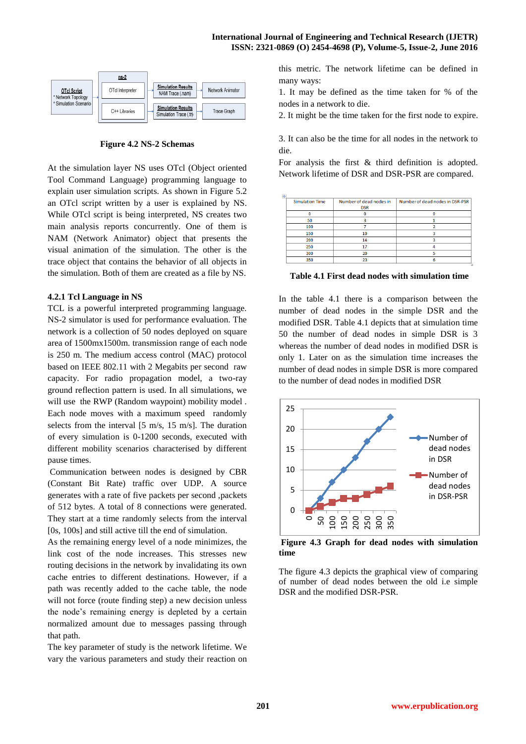**Figure 4.2 NS-2 Schemas**

At the simulation layer NS uses OTcl (Object oriented Tool Command Language) programming language to explain user simulation scripts. As shown in Figure 5.2 an OTcl script written by a user is explained by NS. While OTcl script is being interpreted, NS creates two main analysis reports concurrently. One of them is NAM (Network Animator) object that presents the visual animation of the simulation. The other is the trace object that contains the behavior of all objects in the simulation. Both of them are created as a file by NS.

### 4.2.1 Tcl Language in NS

TCL is a powerful interpreted programming language. NS-2 simulator is used for performance evaluation. The network is a collection of 50 nodes deployed on square area of 1500mx1500m. transmission range of each node is 250 m. The medium access control (MAC) protocol based on IEEE 802.11 with 2 Megabits per second raw capacity. For radio propagation model, a two-ray ground reflection pattern is used. In all simulations, we will use the RWP (Random waypoint) mobility model . Each node moves with a maximum speed randomly selects from the interval [5 m/s, 15 m/s]. The duration of every simulation is 0-1200 seconds, executed with different mobility scenarios characterised by different pause times.

Communication between nodes is designed by CBR (Constant Bit Rate) traffic over UDP. A source generates with a rate of five packets per second ,packets of 512 bytes. A total of 8 connections were generated. They start at a time randomly selects from the interval [0s, 100s] and still active till the end of simulation.

As the remaining energy level of a node minimizes, the link cost of the node increases. This stresses new routing decisions in the network by invalidating its own cache entries to different destinations. However, if a path was recently added to the cache table, the node will not force (route finding step) a new decision unless the node's remaining energy is depleted by a certain normalized amount due to messages passing through that path.

The key parameter of study is the network lifetime. We vary the various parameters and study their reaction on this metric. The network lifetime can be defined in many ways:

1. It may be defined as the time taken for % of the nodes in a network to die.
2. It might be the time taken for the first node to expire.
3. It can also be the time for all nodes in the network to die.

For analysis the first & third definition is adopted. Network lifetime of DSR and DSR-PSR are compared.

| Simulation Time | Number of dead nodes in DSR | Number of dead nodes in DSR-PSR |
|---|---|---|
| 0 | 0 | 0 |
| 50 | 3 | 1 |
| 100 | 7 | 2 |
| 150 | 10 | 3 |
| 200 | 14 | 3 |
| 250 | 17 | 4 |
| 300 | 20 | 5 |
| 350 | 23 | 6 |

**Table 4.1 First dead nodes with simulation time**

In the table 4.1 there is a comparison between the number of dead nodes in the simple DSR and the modified DSR. Table 4.1 depicts that at simulation time 50 the number of dead nodes in simple DSR is 3 whereas the number of dead nodes in modified DSR is only 1. Later on as the simulation time increases the number of dead nodes in simple DSR is more compared to the number of dead nodes in modified DSR

**Figure 4.3 Graph for dead nodes with simulation time**

The figure 4.3 depicts the graphical view of comparing of number of dead nodes between the old i.e simple DSR and the modified DSR-PSR.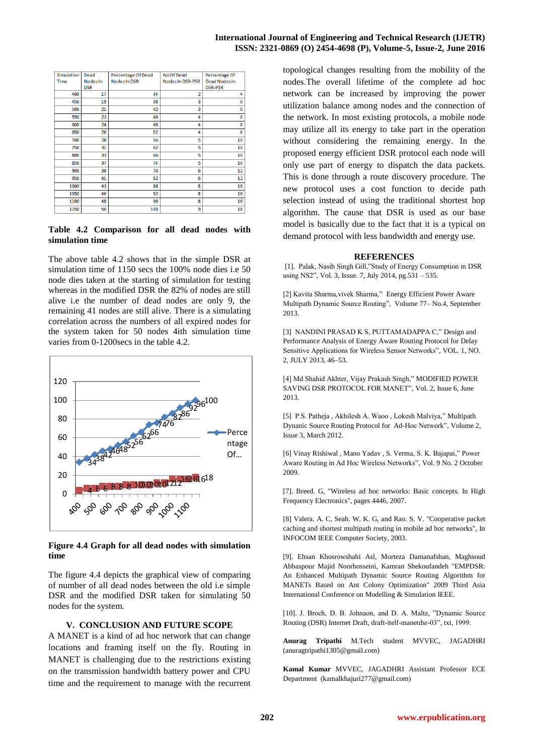| Simulation Time | Dead Nodes In DSR | Percentage Of Dead Nodes In DSR | No Of Dead Nodes In DSR-PSR | Percentage Of Dead Nodes In DSR-PSR |
|---|---|---|---|---|
| 400 | 17 | 34 | 2 | 4 |
| 450 | 19 | 38 | 3 | 6 |
| 500 | 21 | 42 | 3 | 6 |
| 550 | 23 | 46 | 4 | 8 |
| 600 | 24 | 48 | 4 | 8 |
| 650 | 26 | 52 | 4 | 8 |
| 700 | 28 | 56 | 5 | 10 |
| 750 | 31 | 62 | 5 | 10 |
| 800 | 33 | 66 | 5 | 10 |
| 850 | 37 | 74 | 5 | 10 |
| 900 | 38 | 76 | 6 | 12 |
| 950 | 41 | 82 | 6 | 12 |
| 1000 | 43 | 86 | 8 | 16 |
| 1050 | 46 | 92 | 8 | 16 |
| 1100 | 48 | 96 | 8 | 16 |
| 1150 | 50 | 100 | 9 | 18 |

**Table 4.2 Comparison for all dead nodes with simulation time**

The above table 4.2 shows that in the simple DSR at simulation time of 1150 secs the 100% node dies i.e 50 node dies taken at the starting of simulation for testing whereas in the modified DSR the 82% of nodes are still alive i.e the number of dead nodes are only 9, the remaining 41 nodes are still alive. There is a simulating correlation across the numbers of all expired nodes for the system taken for 50 nodes 4ith simulation time varies from 0-1200secs in the table 4.2.

120
100
80
60
40
20
0
400 500 600 700 800 900 1000 1100
34 38 42 46 48 52 56 62 66 74 76 82 86 92 96 100
4 6 6 8 8 8 10 10 10 10 12 12 16 16 16 18
Percentage Of...

**Figure 4.4 Graph for all dead nodes with simulation time**

The figure 4.4 depicts the graphical view of comparing of number of all dead nodes between the old i.e simple DSR and the modified DSR taken for simulating 50 nodes for the system.

## V. CONCLUSION AND FUTURE SCOPE

A MANET is a kind of ad hoc network that can change locations and framing itself on the fly. Routing in MANET is challenging due to the restrictions existing on the transmission bandwidth battery power and CPU time and the requirement to manage with the recurrent topological changes resulting from the mobility of the nodes.The overall lifetime of the complete ad hoc network can be increased by improving the power utilization balance among nodes and the connection of the network. In most existing protocols, a mobile node may utilize all its energy to take part in the operation without considering the remaining energy. In the proposed energy efficient DSR protocol each node will only use part of energy to dispatch the data packets. This is done through a route discovery procedure. The new protocol uses a cost function to decide path selection instead of using the traditional shortest hop algorithm. The cause that DSR is used as our base model is basically due to the fact that it is a typical on demand protocol with less bandwidth and energy use.

## REFERENCES

[1]. Palak, Nasib Singh Gill,"Study of Energy Consumption in DSR using NS2", Vol. 3, Issue. 7, July 2014, pg.531 – 535.

[2] Kavita Sharma,vivek Sharma," Energy Efficient Power Aware Multipath Dynamic Source Routing", Volume 77– No.4, September 2013.

[3] NANDINI PRASAD K S, PUTTAMADAPPA C," Design and Performance Analysis of Energy Aware Routing Protocol for Delay Sensitive Applications for Wireless Sensor Networks", VOL. 1, NO. 2, JULY 2013, 46–53.

[4] Md Shahid Akhter, Vijay Prakash Singh," MODIFIED POWER SAVING DSR PROTOCOL FOR MANET", Vol. 2, Issue 6, June 2013.

[5] P.S. Patheja , Akhilesh A. Waoo , Lokesh Malviya," Multipath Dynamic Source Routing Protocol for Ad-Hoc Network", Volume 2, Issue 3, March 2012.

[6] Vinay Rishiwal , Mano Yadav , S. Verma, S. K. Bajapai," Power Aware Routing in Ad Hoc Wireless Networks", Vol. 9 No. 2 October 2009.

[7]. Breed. G, "Wireless ad hoc networks: Basic concepts. In High Frequency Electronics", pages 4446, 2007.

[8] Valera. A. C, Seah. W. K. G, and Rao. S. V. "Cooperative packet caching and shortest multipath routing in mobile ad hoc networks", In INFOCOM IEEE Computer Society, 2003.

[9]. Ehsan Khosrowshahi Asl, Morteza Damanafshan, Maghsoud Abbaspour Majid Noorhosseini, Kamran Shekoufandeh "EMPDSR: An Enhanced Multipath Dynamic Source Routing Algorithm for MANETs Based on Ant Colony Optimization" 2009 Third Asia International Conference on Modelling & Simulation IEEE.

[10]. J. Broch, D. B. Johnaon, and D. A. Maltz, "Dynamic Source Routing (DSR) Internet Draft, draft-itelf-manetdsr-03", txt, 1999.

**Anurag Tripathi** M.Tech student MVVEC, JAGADHRI (anuragtripathi1305@gmail.com)

**Kamal Kumar** MVVEC, JAGADHRI Assistant Professor ECE Department (kamalkhajuri277@gmail.com)